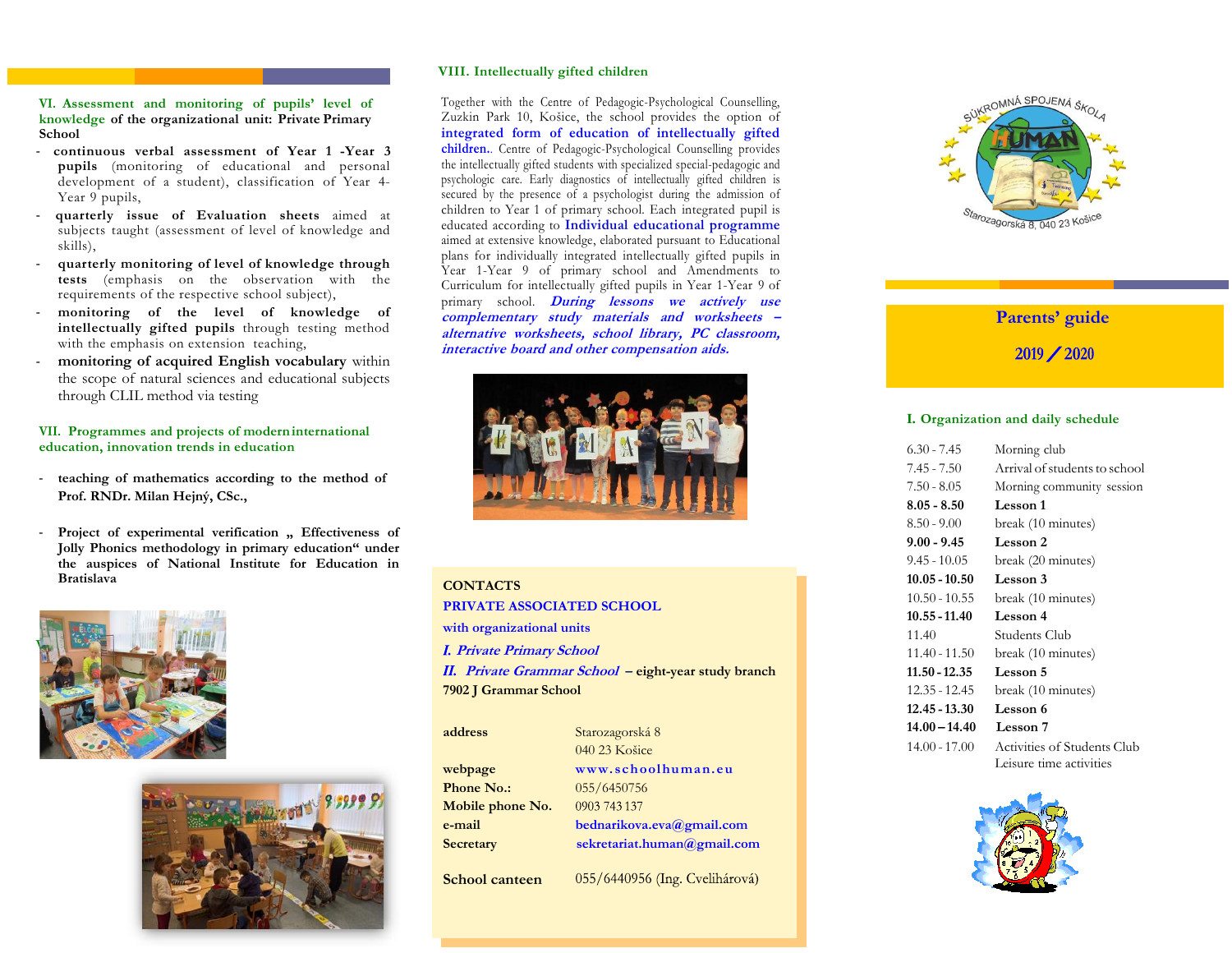## VI. Assessment and monitoring of pupils' level of knowledge of the organizational unit: Private Primary School

- **continuous verbal assessment of Year 1 -Year 3 pupils** (monitoring of educational and personal development of a student), classification of Year 4-Year 9 pupils,
- **quarterly issue of Evaluation sheets** aimed at subjects taught (assessment of level of knowledge and skills),
- **quarterly monitoring of level of knowledge through tests** (emphasis on the observation with the requirements of the respective school subject),
- **monitoring of the level of knowledge of intellectually gifted pupils** through testing method with the emphasis on extension teaching,
- **monitoring of acquired English vocabulary** within the scope of natural sciences and educational subjects through CLIL method via testing

## VII. Programmes and projects of modern international education, innovation trends in education

- **teaching of mathematics according to the method of Prof. RNDr. Milan Hejný, CSc.,**
- **Project of experimental verification „ Effectiveness of Jolly Phonics methodology in primary education“ under the auspices of National Institute for Education in Bratislava**

## VIII. Intellectually gifted children

Together with the Centre of Pedagogic-Psychological Counselling, Zuzkin Park 10, Košice, the school provides the option of **integrated form of education of intellectually gifted children.**. Centre of Pedagogic-Psychological Counselling provides the intellectually gifted students with specialized special-pedagogic and psychologic care. Early diagnostics of intellectually gifted children is secured by the presence of a psychologist during the admission of children to Year 1 of primary school. Each integrated pupil is educated according to **Individual educational programme** aimed at extensive knowledge, elaborated pursuant to Educational plans for individually integrated intellectually gifted pupils in Year 1-Year 9 of primary school and Amendments to Curriculum for intellectually gifted pupils in Year 1-Year 9 of primary school. ***During lessons we actively use complementary study materials and worksheets – alternative worksheets, school library, PC classroom, interactive board and other compensation aids.***

**CONTACTS**

**PRIVATE ASSOCIATED SCHOOL**

**with organizational units**

***I. Private Primary School***

***II. Private Grammar School*** **– eight-year study branch 7902 J Grammar School**

| | |
|---|---|
| **address** | Starozagorská 8<br>040 23 Košice |
| **webpage** | www.schoolhuman.eu |
| **Phone No.:** | 055/6450756 |
| **Mobile phone No.** | 0903 743 137 |
| **e-mail** | bednarikova.eva@gmail.com |
| **Secretary** | sekretariat.human@gmail.com |
| **School canteen** | 055/6440956 (Ing. Cvelihárová) |

SÚKROMNÁ SPOJENÁ ŠKOLA HUMAN

Starozagorská 8, 040 23 Košice

# Parents' guide

## 2019 / 2020

## I. Organization and daily schedule

| | |
|---|---|
| 6.30 - 7.45 | Morning club |
| 7.45 - 7.50 | Arrival of students to school |
| 7.50 - 8.05 | Morning community session |
| **8.05 - 8.50** | **Lesson 1** |
| 8.50 - 9.00 | break (10 minutes) |
| **9.00 - 9.45** | **Lesson 2** |
| 9.45 - 10.05 | break (20 minutes) |
| **10.05 - 10.50** | **Lesson 3** |
| 10.50 - 10.55 | break (10 minutes) |
| **10.55 - 11.40** | **Lesson 4** |
| 11.40 | Students Club |
| 11.40 - 11.50 | break (10 minutes) |
| **11.50 - 12.35** | **Lesson 5** |
| 12.35 - 12.45 | break (10 minutes) |
| **12.45 - 13.30** | **Lesson 6** |
| **14.00 – 14.40** | **Lesson 7** |
| 14.00 - 17.00 | Activities of Students Club<br>Leisure time activities |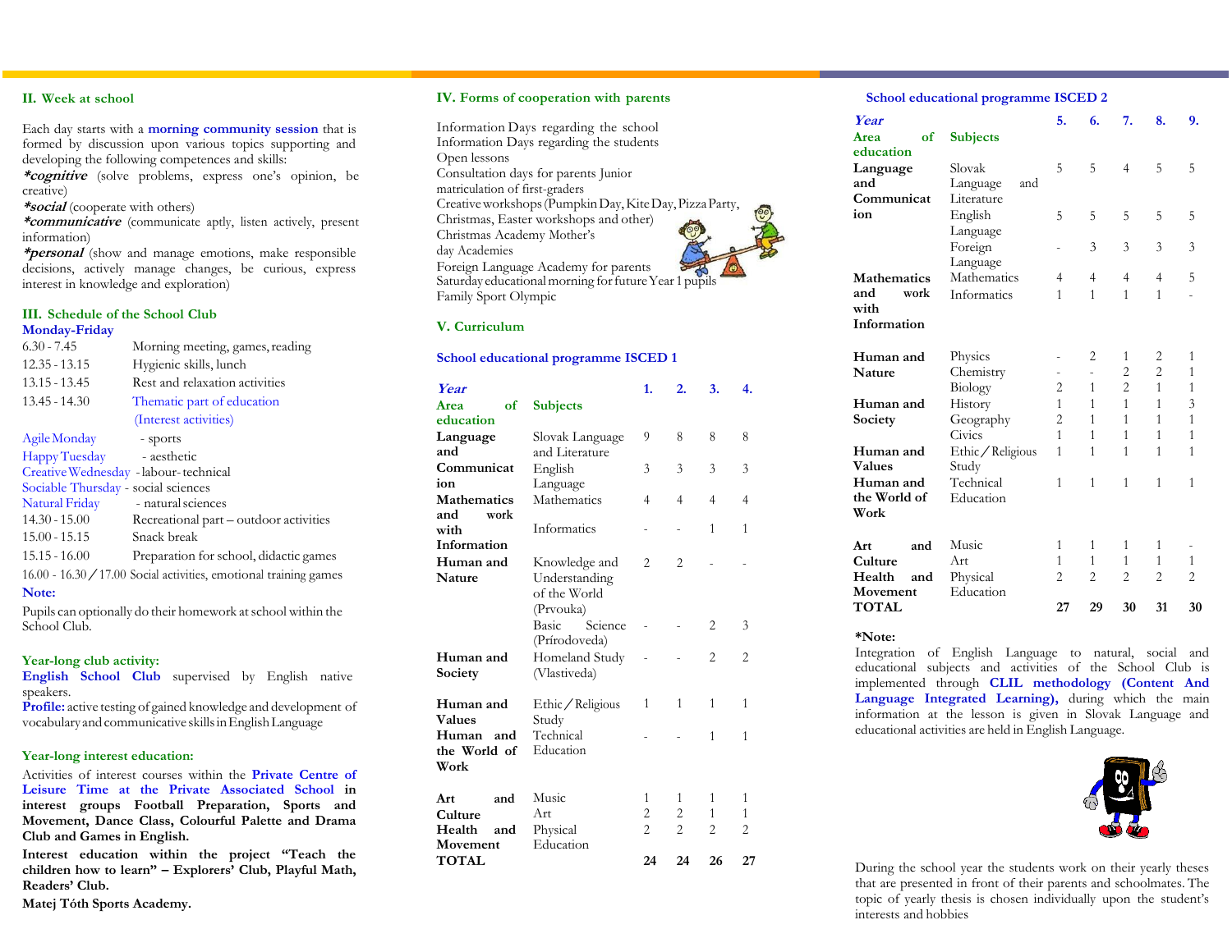## II. Week at school

Each day starts with a **morning community session** that is formed by discussion upon various topics supporting and developing the following competences and skills:

***cognitive*** (solve problems, express one's opinion, be creative)
***social*** (cooperate with others)
***communicative*** (communicate aptly, listen actively, present information)
***personal*** (show and manage emotions, make responsible decisions, actively manage changes, be curious, express interest in knowledge and exploration)

## III. Schedule of the School Club

**Monday-Friday**

| | |
|---|---|
| 6.30 - 7.45 | Morning meeting, games, reading |
| 12.35 - 13.15 | Hygienic skills, lunch |
| 13.15 - 13.45 | Rest and relaxation activities |
| 13.45 - 14.30 | Thematic part of education (Interest activities) |
| Agile Monday | - sports |
| Happy Tuesday | - aesthetic |
| Creative Wednesday | - labour-technical |
| Sociable Thursday | - social sciences |
| Natural Friday | - natural sciences |
| 14.30 - 15.00 | Recreational part – outdoor activities |
| 15.00 - 15.15 | Snack break |
| 15.15 - 16.00 | Preparation for school, didactic games |
| 16.00 - 16.30 / 17.00 | Social activities, emotional training games |

**Note:**

Pupils can optionally do their homework at school within the School Club.

**Year-long club activity:**

**English School Club** supervised by English native speakers.
**Profile:** active testing of gained knowledge and development of vocabulary and communicative skills in English Language

**Year-long interest education:**

Activities of interest courses within the **Private Centre of Leisure Time at the Private Associated School in interest groups Football Preparation, Sports and Movement, Dance Class, Colourful Palette and Drama Club and Games in English.**

**Interest education within the project "Teach the children how to learn" – Explorers' Club, Playful Math, Readers' Club.**

**Matej Tóth Sports Academy.**

## IV. Forms of cooperation with parents

Information Days regarding the school
Information Days regarding the students
Open lessons
Consultation days for parents Junior matriculation of first-graders
Creative workshops (Pumpkin Day, Kite Day, Pizza Party, Christmas, Easter workshops and other)
Christmas Academy Mother's day Academies
Foreign Language Academy for parents
Saturday educational morning for future Year 1 pupils
Family Sport Olympic

## V. Curriculum

### School educational programme ISCED 1

| *Year* / Area of education | Subjects | 1. | 2. | 3. | 4. |
|---|---|---|---|---|---|
| **Language and Communication** | Slovak Language and Literature | 9 | 8 | 8 | 8 |
| | English Language | 3 | 3 | 3 | 3 |
| **Mathematics and work with Information** | Mathematics | 4 | 4 | 4 | 4 |
| | Informatics | - | - | 1 | 1 |
| **Human and Nature** | Knowledge and Understanding of the World (Prvouka) | 2 | 2 | - | - |
| | Basic Science (Prírodoveda) | - | - | 2 | 3 |
| **Human and Society** | Homeland Study (Vlastiveda) | - | - | 2 | 2 |
| **Human and Values** | Ethic / Religious Study | 1 | 1 | 1 | 1 |
| **Human and the World of Work** | Technical Education | - | - | 1 | 1 |
| **Art and Culture** | Music | 1 | 1 | 1 | 1 |
| | Art | 2 | 2 | 1 | 1 |
| **Health and Movement** | Physical Education | 2 | 2 | 2 | 2 |
| **TOTAL** | | **24** | **24** | **26** | **27** |

### School educational programme ISCED 2

| *Year* / Area of education | Subjects | 5. | 6. | 7. | 8. | 9. |
|---|---|---|---|---|---|---|
| **Language and Communication** | Slovak Language and Literature | 5 | 5 | 4 | 5 | 5 |
| | English Language | 5 | 5 | 5 | 5 | 5 |
| | Foreign Language | - | 3 | 3 | 3 | 3 |
| **Mathematics and work with Information** | Mathematics | 4 | 4 | 4 | 4 | 5 |
| | Informatics | 1 | 1 | 1 | 1 | - |
| **Human and Nature** | Physics | - | 2 | 1 | 2 | 1 |
| | Chemistry | - | - | 2 | 2 | 1 |
| | Biology | 2 | 1 | 2 | 1 | 1 |
| **Human and Society** | History | 1 | 1 | 1 | 1 | 3 |
| | Geography | 2 | 1 | 1 | 1 | 1 |
| | Civics | 1 | 1 | 1 | 1 | 1 |
| **Human and Values** | Ethic / Religious Study | 1 | 1 | 1 | 1 | 1 |
| **Human and the World of Work** | Technical Education | 1 | 1 | 1 | 1 | 1 |
| **Art and Culture** | Music | 1 | 1 | 1 | 1 | - |
| | Art | 1 | 1 | 1 | 1 | 1 |
| **Health and Movement** | Physical Education | 2 | 2 | 2 | 2 | 2 |
| **TOTAL** | | **27** | **29** | **30** | **31** | **30** |

**\*Note:**

Integration of English Language to natural, social and educational subjects and activities of the School Club is implemented through **CLIL methodology (Content And Language Integrated Learning),** during which the main information at the lesson is given in Slovak Language and educational activities are held in English Language.

During the school year the students work on their yearly theses that are presented in front of their parents and schoolmates. The topic of yearly thesis is chosen individually upon the student's interests and hobbies